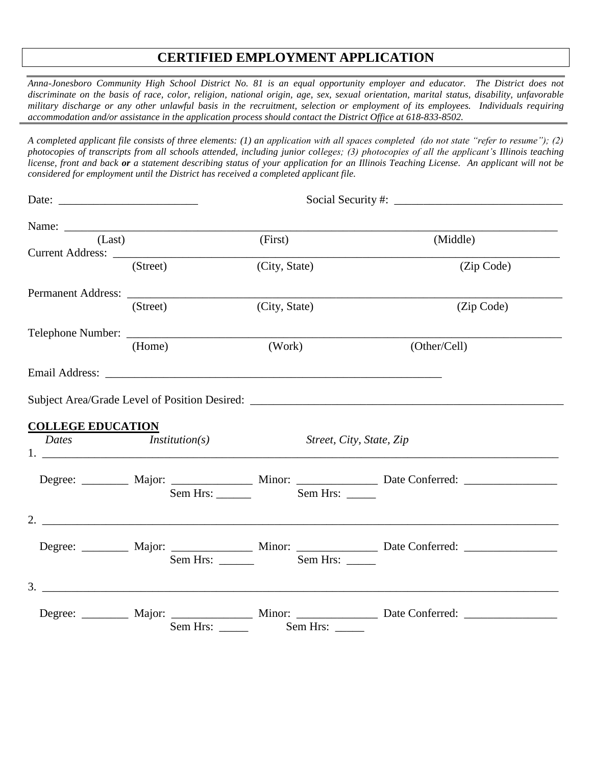# CERTIFIED EMPLOYMENT APPLICATION

*Anna-Jonesboro Community High School District No. 81 is an equal opportunity employer and educator. The District does not discriminate on the basis of race, color, religion, national origin, age, sex, sexual orientation, marital status, disability, unfavorable military discharge or any other unlawful basis in the recruitment, selection or employment of its employees. Individuals requiring accommodation and/or assistance in the application process should contact the District Office at 618-833-8502.*

*A completed applicant file consists of three elements: (1) an application with all spaces completed (do not state "refer to resume"); (2) photocopies of transcripts from all schools attended, including junior colleges; (3) photocopies of all the applicant's Illinois teaching license, front and back **or** a statement describing status of your application for an Illinois Teaching License. An applicant will not be considered for employment until the District has received a completed applicant file.*

Date: ________________________ Social Security #: _____________________________

Name: ___________________________________________________________________________
(Last) (First) (Middle)

Current Address: _________________________________________________________________
(Street) (City, State) (Zip Code)

Permanent Address: _______________________________________________________________
(Street) (City, State) (Zip Code)

Telephone Number: ________________________________________________________________
(Home) (Work) (Other/Cell)

Email Address: ___________________________________________________________

Subject Area/Grade Level of Position Desired: _____________________________________________________

**COLLEGE EDUCATION**

*Dates* *Institution(s)* *Street, City, State, Zip*

1. ___________________________________________________________________________________

Degree: ________ Major: ______________ Minor: ______________ Date Conferred: ________________
Sem Hrs: ______ Sem Hrs: _____

2. ___________________________________________________________________________________

Degree: ________ Major: ______________ Minor: ______________ Date Conferred: ________________
Sem Hrs: ______ Sem Hrs: _____

3. ___________________________________________________________________________________

Degree: ________ Major: ______________ Minor: ______________ Date Conferred: ________________
Sem Hrs: _____ Sem Hrs: _____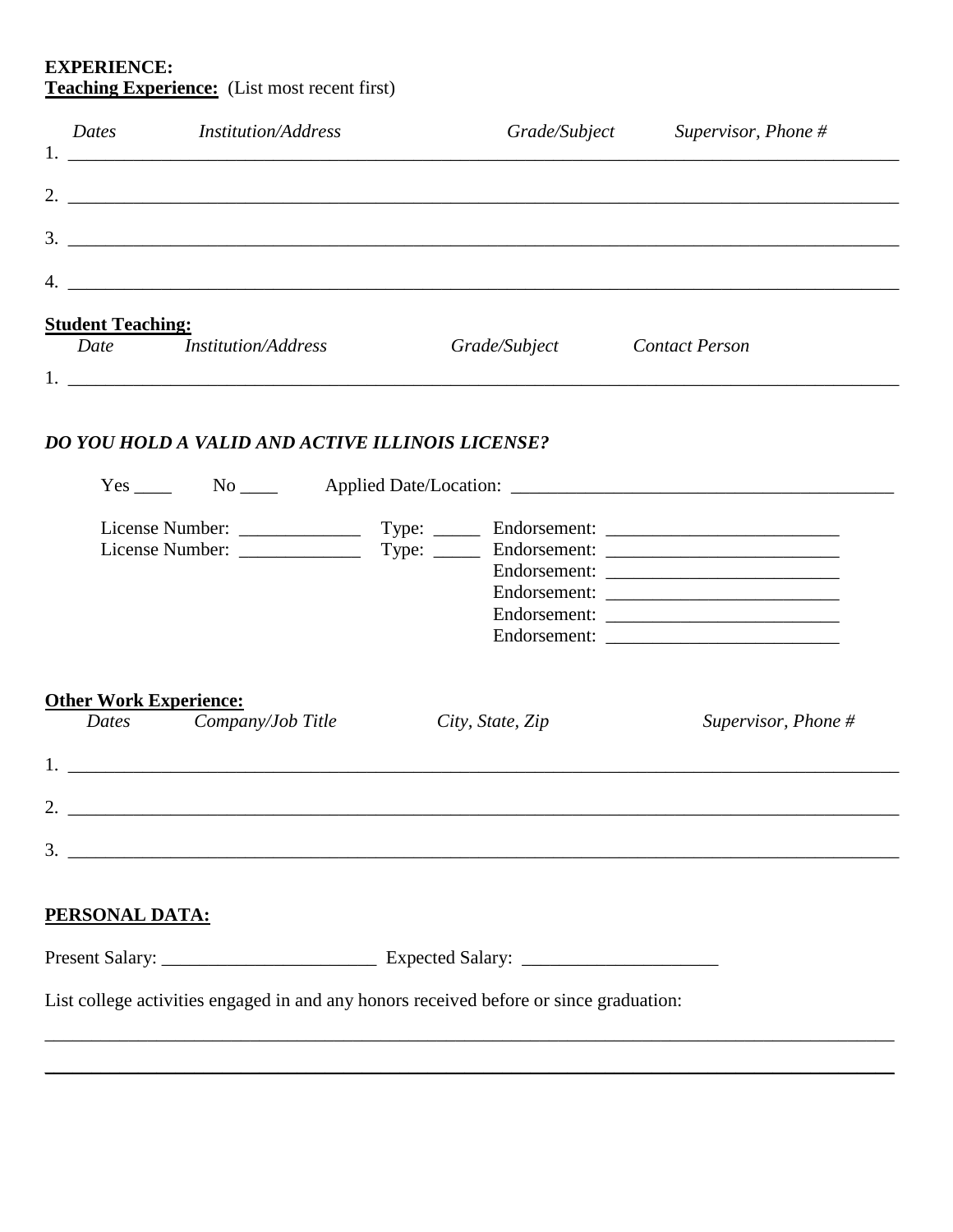**EXPERIENCE:**

**Teaching Experience:** (List most recent first)

| *Dates* | *Institution/Address* | *Grade/Subject* | *Supervisor, Phone #* |
|---|---|---|---|
| 1. | | | |
| 2. | | | |
| 3. | | | |
| 4. | | | |

**Student Teaching:**

| *Date* | *Institution/Address* | *Grade/Subject* | *Contact Person* |
|---|---|---|---|
| 1. | | | |

***DO YOU HOLD A VALID AND ACTIVE ILLINOIS LICENSE?***

Yes ____ No ____ Applied Date/Location: ________________________________________

License Number: _____________ Type: _____ Endorsement: _________________________

License Number: _____________ Type: _____ Endorsement: _________________________

Endorsement: _________________________

Endorsement: _________________________

Endorsement: _________________________

Endorsement: _________________________

**Other Work Experience:**

| *Dates* | *Company/Job Title* | *City, State, Zip* | *Supervisor, Phone #* |
|---|---|---|---|
| 1. | | | |
| 2. | | | |
| 3. | | | |

**PERSONAL DATA:**

Present Salary: _______________________ Expected Salary: _____________________

List college activities engaged in and any honors received before or since graduation:

_____________________________________________________________________________________

_____________________________________________________________________________________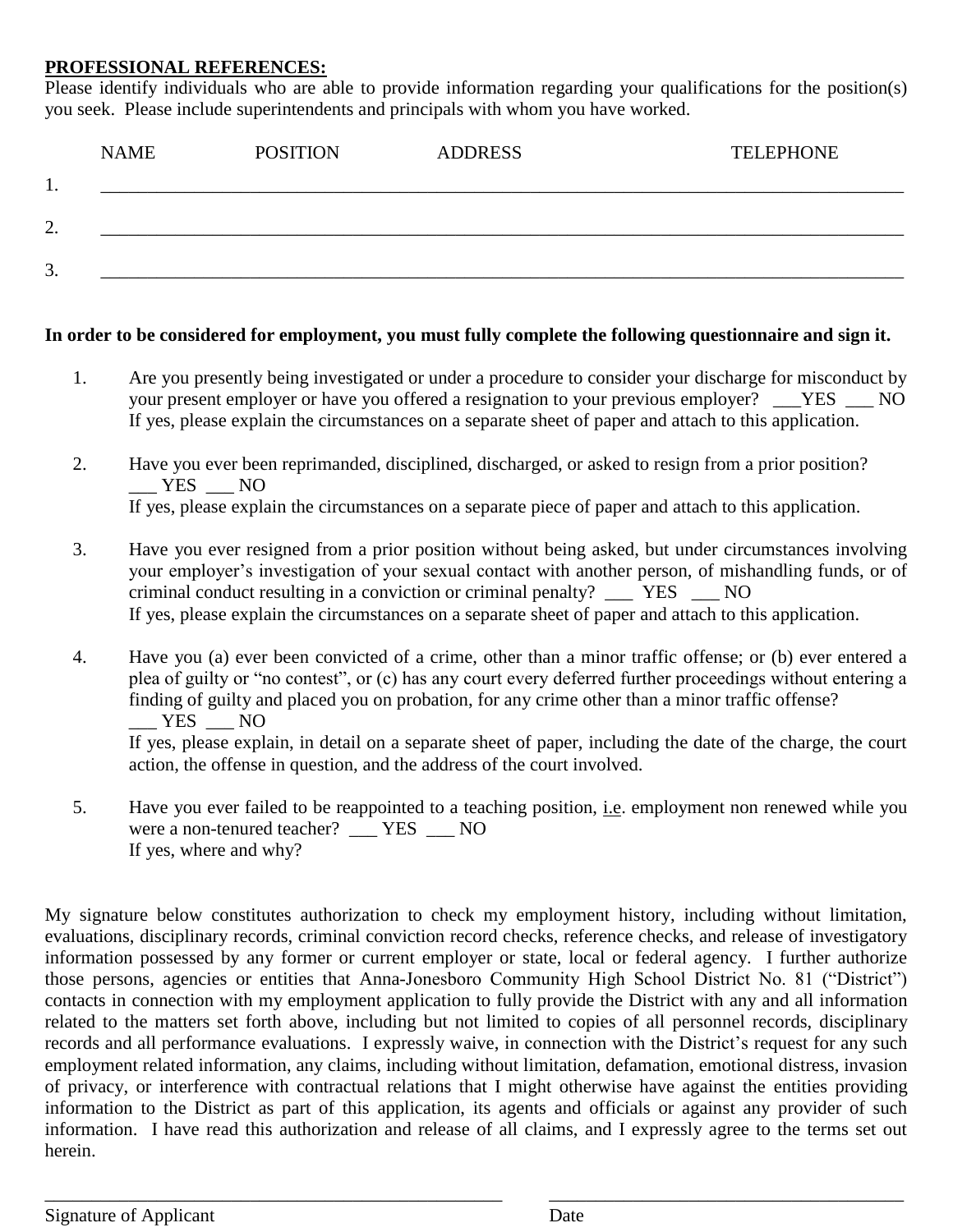**PROFESSIONAL REFERENCES:**

Please identify individuals who are able to provide information regarding your qualifications for the position(s) you seek. Please include superintendents and principals with whom you have worked.

| | NAME | POSITION | ADDRESS | TELEPHONE |
|---|---|---|---|---|
| 1. | | | | |
| 2. | | | | |
| 3. | | | | |

**In order to be considered for employment, you must fully complete the following questionnaire and sign it.**

1. Are you presently being investigated or under a procedure to consider your discharge for misconduct by your present employer or have you offered a resignation to your previous employer? ___YES ___ NO
   If yes, please explain the circumstances on a separate sheet of paper and attach to this application.

2. Have you ever been reprimanded, disciplined, discharged, or asked to resign from a prior position?
   ___ YES ___ NO
   If yes, please explain the circumstances on a separate piece of paper and attach to this application.

3. Have you ever resigned from a prior position without being asked, but under circumstances involving your employer's investigation of your sexual contact with another person, of mishandling funds, or of criminal conduct resulting in a conviction or criminal penalty? ___ YES ___ NO
   If yes, please explain the circumstances on a separate sheet of paper and attach to this application.

4. Have you (a) ever been convicted of a crime, other than a minor traffic offense; or (b) ever entered a plea of guilty or "no contest", or (c) has any court every deferred further proceedings without entering a finding of guilty and placed you on probation, for any crime other than a minor traffic offense?
   ___ YES ___ NO
   If yes, please explain, in detail on a separate sheet of paper, including the date of the charge, the court action, the offense in question, and the address of the court involved.

5. Have you ever failed to be reappointed to a teaching position, i.e. employment non renewed while you were a non-tenured teacher? ___ YES ___ NO
   If yes, where and why?

My signature below constitutes authorization to check my employment history, including without limitation, evaluations, disciplinary records, criminal conviction record checks, reference checks, and release of investigatory information possessed by any former or current employer or state, local or federal agency. I further authorize those persons, agencies or entities that Anna-Jonesboro Community High School District No. 81 ("District") contacts in connection with my employment application to fully provide the District with any and all information related to the matters set forth above, including but not limited to copies of all personnel records, disciplinary records and all performance evaluations. I expressly waive, in connection with the District's request for any such employment related information, any claims, including without limitation, defamation, emotional distress, invasion of privacy, or interference with contractual relations that I might otherwise have against the entities providing information to the District as part of this application, its agents and officials or against any provider of such information. I have read this authorization and release of all claims, and I expressly agree to the terms set out herein.

_______________________________________________ &nbsp;&nbsp;&nbsp;&nbsp; _______________________________________

Signature of Applicant &nbsp;&nbsp;&nbsp;&nbsp; Date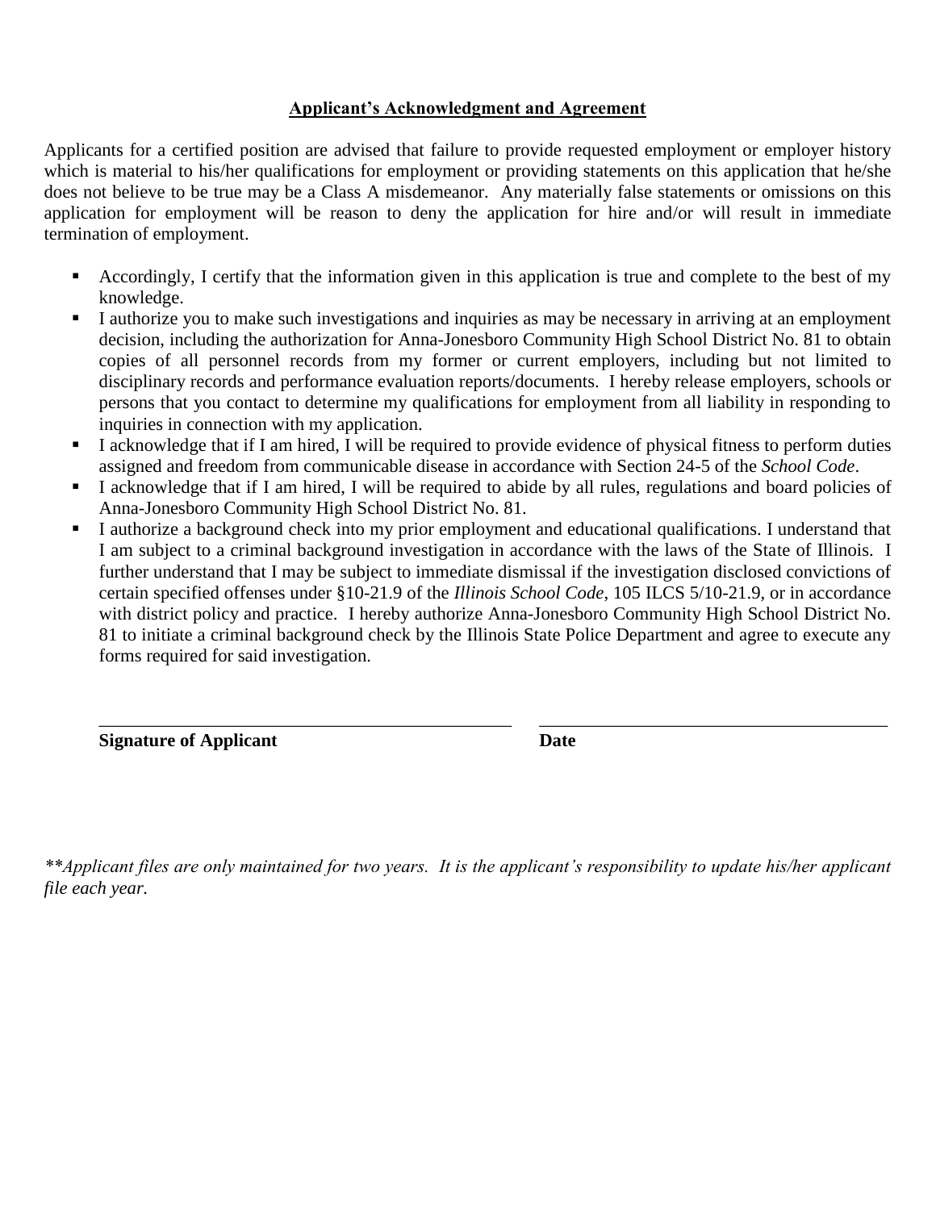## **Applicant's Acknowledgment and Agreement**

Applicants for a certified position are advised that failure to provide requested employment or employer history which is material to his/her qualifications for employment or providing statements on this application that he/she does not believe to be true may be a Class A misdemeanor. Any materially false statements or omissions on this application for employment will be reason to deny the application for hire and/or will result in immediate termination of employment.

- Accordingly, I certify that the information given in this application is true and complete to the best of my knowledge.
- I authorize you to make such investigations and inquiries as may be necessary in arriving at an employment decision, including the authorization for Anna-Jonesboro Community High School District No. 81 to obtain copies of all personnel records from my former or current employers, including but not limited to disciplinary records and performance evaluation reports/documents. I hereby release employers, schools or persons that you contact to determine my qualifications for employment from all liability in responding to inquiries in connection with my application.
- I acknowledge that if I am hired, I will be required to provide evidence of physical fitness to perform duties assigned and freedom from communicable disease in accordance with Section 24-5 of the *School Code*.
- I acknowledge that if I am hired, I will be required to abide by all rules, regulations and board policies of Anna-Jonesboro Community High School District No. 81.
- I authorize a background check into my prior employment and educational qualifications. I understand that I am subject to a criminal background investigation in accordance with the laws of the State of Illinois. I further understand that I may be subject to immediate dismissal if the investigation disclosed convictions of certain specified offenses under §10-21.9 of the *Illinois School Code*, 105 ILCS 5/10-21.9, or in accordance with district policy and practice. I hereby authorize Anna-Jonesboro Community High School District No. 81 to initiate a criminal background check by the Illinois State Police Department and agree to execute any forms required for said investigation.

_______________________________________________ _______________________________________

**Signature of Applicant** **Date**

*\*\*Applicant files are only maintained for two years. It is the applicant's responsibility to update his/her applicant file each year.*